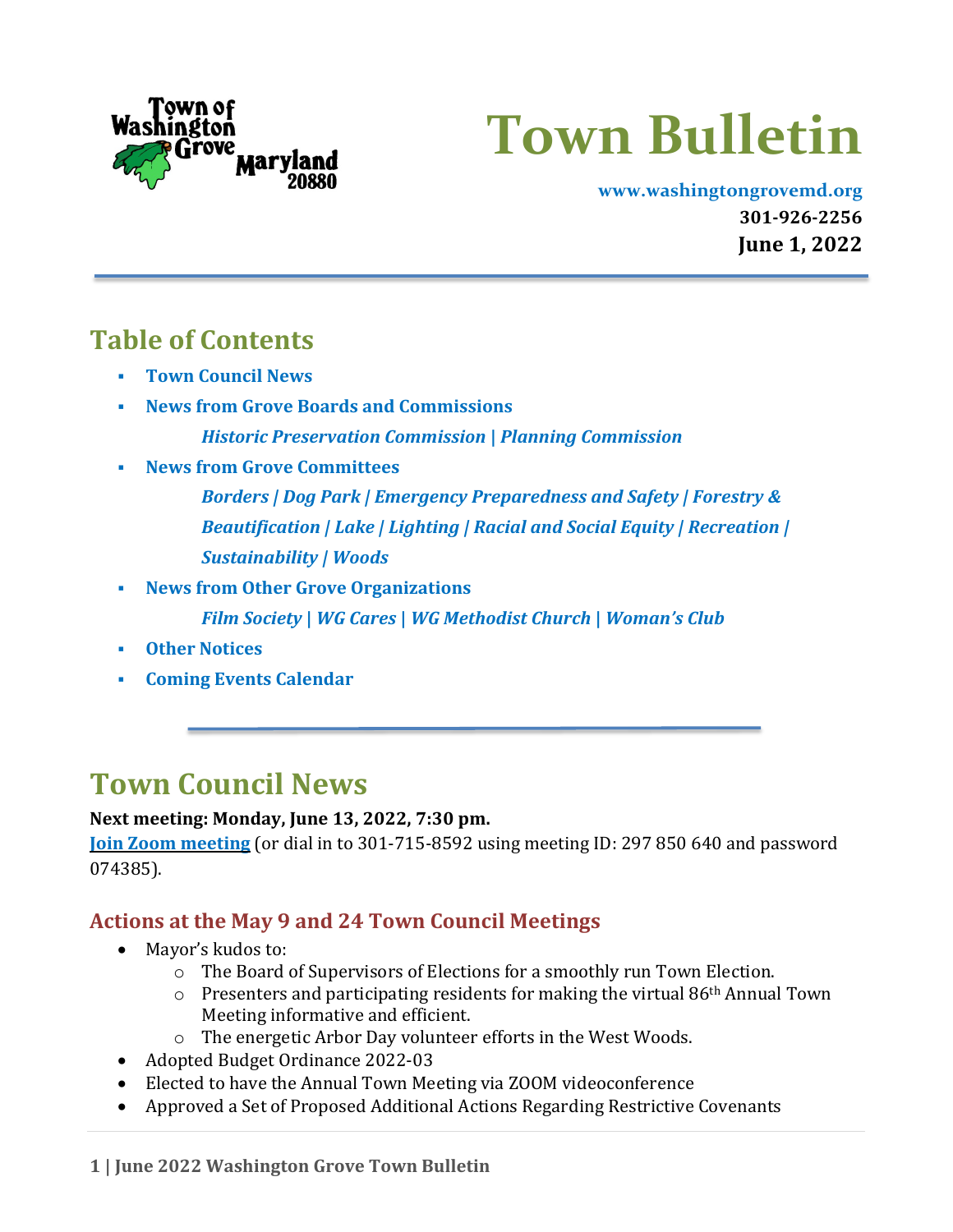# Town Bulletin

Town of Washington Grove Maryland 20880

www.washingtongrovemd.org
301-926-2256
**June 1, 2022**

## Table of Contents

- **Town Council News**
- **News from Grove Boards and Commissions**
  - *Historic Preservation Commission | Planning Commission*
- **News from Grove Committees**
  - *Borders | Dog Park | Emergency Preparedness and Safety | Forestry & Beautification | Lake | Lighting | Racial and Social Equity | Recreation | Sustainability | Woods*
- **News from Other Grove Organizations**
  - *Film Society | WG Cares | WG Methodist Church | Woman's Club*
- **Other Notices**
- **Coming Events Calendar**

# Town Council News

**Next meeting: Monday, June 13, 2022, 7:30 pm.**
**Join Zoom meeting** (or dial in to 301-715-8592 using meeting ID: 297 850 640 and password 074385).

### Actions at the May 9 and 24 Town Council Meetings

- Mayor's kudos to:
  - The Board of Supervisors of Elections for a smoothly run Town Election.
  - Presenters and participating residents for making the virtual 86th Annual Town Meeting informative and efficient.
  - The energetic Arbor Day volunteer efforts in the West Woods.
- Adopted Budget Ordinance 2022-03
- Elected to have the Annual Town Meeting via ZOOM videoconference
- Approved a Set of Proposed Additional Actions Regarding Restrictive Covenants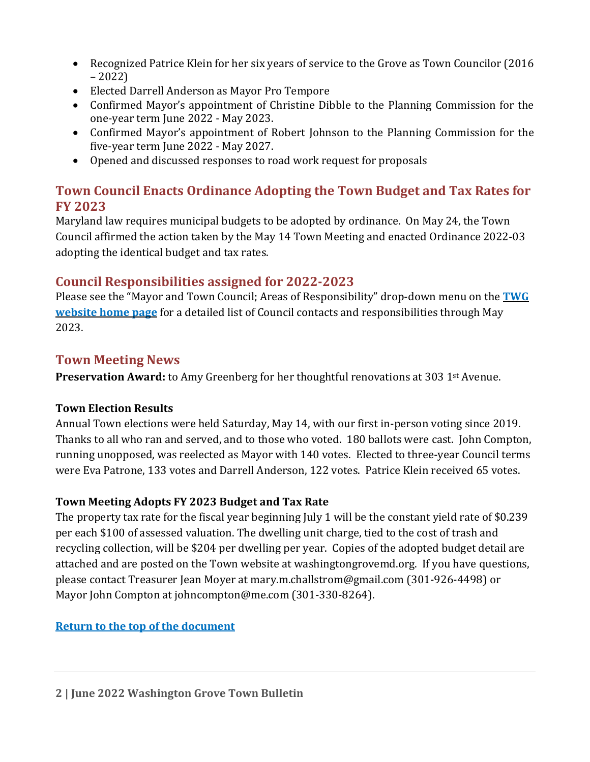- Recognized Patrice Klein for her six years of service to the Grove as Town Councilor (2016 – 2022)
- Elected Darrell Anderson as Mayor Pro Tempore
- Confirmed Mayor's appointment of Christine Dibble to the Planning Commission for the one-year term June 2022 - May 2023.
- Confirmed Mayor's appointment of Robert Johnson to the Planning Commission for the five-year term June 2022 - May 2027.
- Opened and discussed responses to road work request for proposals

## Town Council Enacts Ordinance Adopting the Town Budget and Tax Rates for FY 2023

Maryland law requires municipal budgets to be adopted by ordinance. On May 24, the Town Council affirmed the action taken by the May 14 Town Meeting and enacted Ordinance 2022-03 adopting the identical budget and tax rates.

## Council Responsibilities assigned for 2022-2023

Please see the "Mayor and Town Council; Areas of Responsibility" drop-down menu on the **TWG website home page** for a detailed list of Council contacts and responsibilities through May 2023.

## Town Meeting News

**Preservation Award:** to Amy Greenberg for her thoughtful renovations at 303 1st Avenue.

**Town Election Results**

Annual Town elections were held Saturday, May 14, with our first in-person voting since 2019. Thanks to all who ran and served, and to those who voted. 180 ballots were cast. John Compton, running unopposed, was reelected as Mayor with 140 votes. Elected to three-year Council terms were Eva Patrone, 133 votes and Darrell Anderson, 122 votes. Patrice Klein received 65 votes.

**Town Meeting Adopts FY 2023 Budget and Tax Rate**

The property tax rate for the fiscal year beginning July 1 will be the constant yield rate of $0.239 per each $100 of assessed valuation. The dwelling unit charge, tied to the cost of trash and recycling collection, will be $204 per dwelling per year. Copies of the adopted budget detail are attached and are posted on the Town website at washingtongrovemd.org. If you have questions, please contact Treasurer Jean Moyer at mary.m.challstrom@gmail.com (301-926-4498) or Mayor John Compton at johncompton@me.com (301-330-8264).

**Return to the top of the document**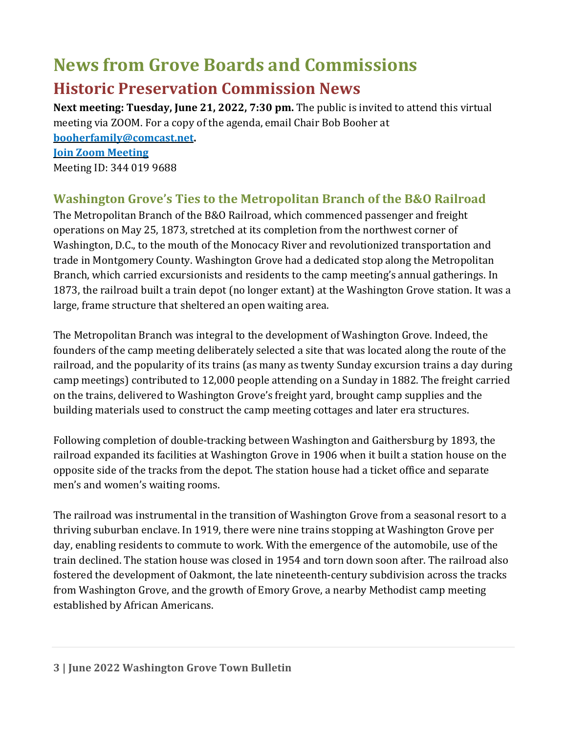# News from Grove Boards and Commissions

## Historic Preservation Commission News

**Next meeting: Tuesday, June 21, 2022, 7:30 pm.** The public is invited to attend this virtual meeting via ZOOM. For a copy of the agenda, email Chair Bob Booher at **booherfamily@comcast.net.**

**Join Zoom Meeting**

Meeting ID: 344 019 9688

### Washington Grove's Ties to the Metropolitan Branch of the B&O Railroad

The Metropolitan Branch of the B&O Railroad, which commenced passenger and freight operations on May 25, 1873, stretched at its completion from the northwest corner of Washington, D.C., to the mouth of the Monocacy River and revolutionized transportation and trade in Montgomery County. Washington Grove had a dedicated stop along the Metropolitan Branch, which carried excursionists and residents to the camp meeting's annual gatherings. In 1873, the railroad built a train depot (no longer extant) at the Washington Grove station. It was a large, frame structure that sheltered an open waiting area.

The Metropolitan Branch was integral to the development of Washington Grove. Indeed, the founders of the camp meeting deliberately selected a site that was located along the route of the railroad, and the popularity of its trains (as many as twenty Sunday excursion trains a day during camp meetings) contributed to 12,000 people attending on a Sunday in 1882. The freight carried on the trains, delivered to Washington Grove's freight yard, brought camp supplies and the building materials used to construct the camp meeting cottages and later era structures.

Following completion of double-tracking between Washington and Gaithersburg by 1893, the railroad expanded its facilities at Washington Grove in 1906 when it built a station house on the opposite side of the tracks from the depot. The station house had a ticket office and separate men's and women's waiting rooms.

The railroad was instrumental in the transition of Washington Grove from a seasonal resort to a thriving suburban enclave. In 1919, there were nine trains stopping at Washington Grove per day, enabling residents to commute to work. With the emergence of the automobile, use of the train declined. The station house was closed in 1954 and torn down soon after. The railroad also fostered the development of Oakmont, the late nineteenth-century subdivision across the tracks from Washington Grove, and the growth of Emory Grove, a nearby Methodist camp meeting established by African Americans.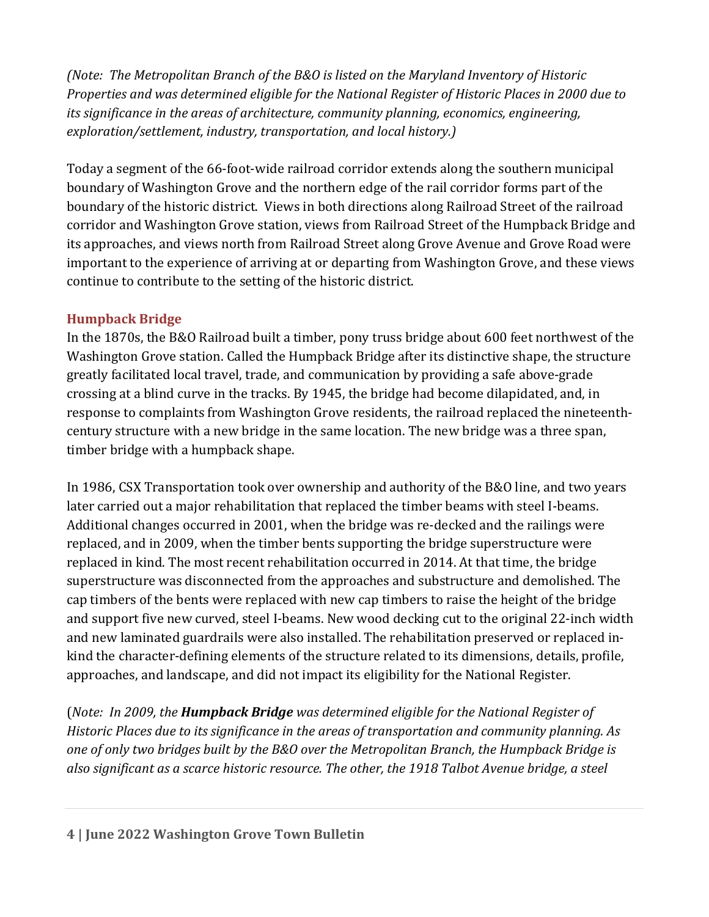*(Note: The Metropolitan Branch of the B&O is listed on the Maryland Inventory of Historic Properties and was determined eligible for the National Register of Historic Places in 2000 due to its significance in the areas of architecture, community planning, economics, engineering, exploration/settlement, industry, transportation, and local history.)*

Today a segment of the 66-foot-wide railroad corridor extends along the southern municipal boundary of Washington Grove and the northern edge of the rail corridor forms part of the boundary of the historic district. Views in both directions along Railroad Street of the railroad corridor and Washington Grove station, views from Railroad Street of the Humpback Bridge and its approaches, and views north from Railroad Street along Grove Avenue and Grove Road were important to the experience of arriving at or departing from Washington Grove, and these views continue to contribute to the setting of the historic district.

### Humpback Bridge

In the 1870s, the B&O Railroad built a timber, pony truss bridge about 600 feet northwest of the Washington Grove station. Called the Humpback Bridge after its distinctive shape, the structure greatly facilitated local travel, trade, and communication by providing a safe above-grade crossing at a blind curve in the tracks. By 1945, the bridge had become dilapidated, and, in response to complaints from Washington Grove residents, the railroad replaced the nineteenth-century structure with a new bridge in the same location. The new bridge was a three span, timber bridge with a humpback shape.

In 1986, CSX Transportation took over ownership and authority of the B&O line, and two years later carried out a major rehabilitation that replaced the timber beams with steel I-beams. Additional changes occurred in 2001, when the bridge was re-decked and the railings were replaced, and in 2009, when the timber bents supporting the bridge superstructure were replaced in kind. The most recent rehabilitation occurred in 2014. At that time, the bridge superstructure was disconnected from the approaches and substructure and demolished. The cap timbers of the bents were replaced with new cap timbers to raise the height of the bridge and support five new curved, steel I-beams. New wood decking cut to the original 22-inch width and new laminated guardrails were also installed. The rehabilitation preserved or replaced in-kind the character-defining elements of the structure related to its dimensions, details, profile, approaches, and landscape, and did not impact its eligibility for the National Register.

(*Note: In 2009, the **Humpback Bridge** was determined eligible for the National Register of Historic Places due to its significance in the areas of transportation and community planning. As one of only two bridges built by the B&O over the Metropolitan Branch, the Humpback Bridge is also significant as a scarce historic resource. The other, the 1918 Talbot Avenue bridge, a steel*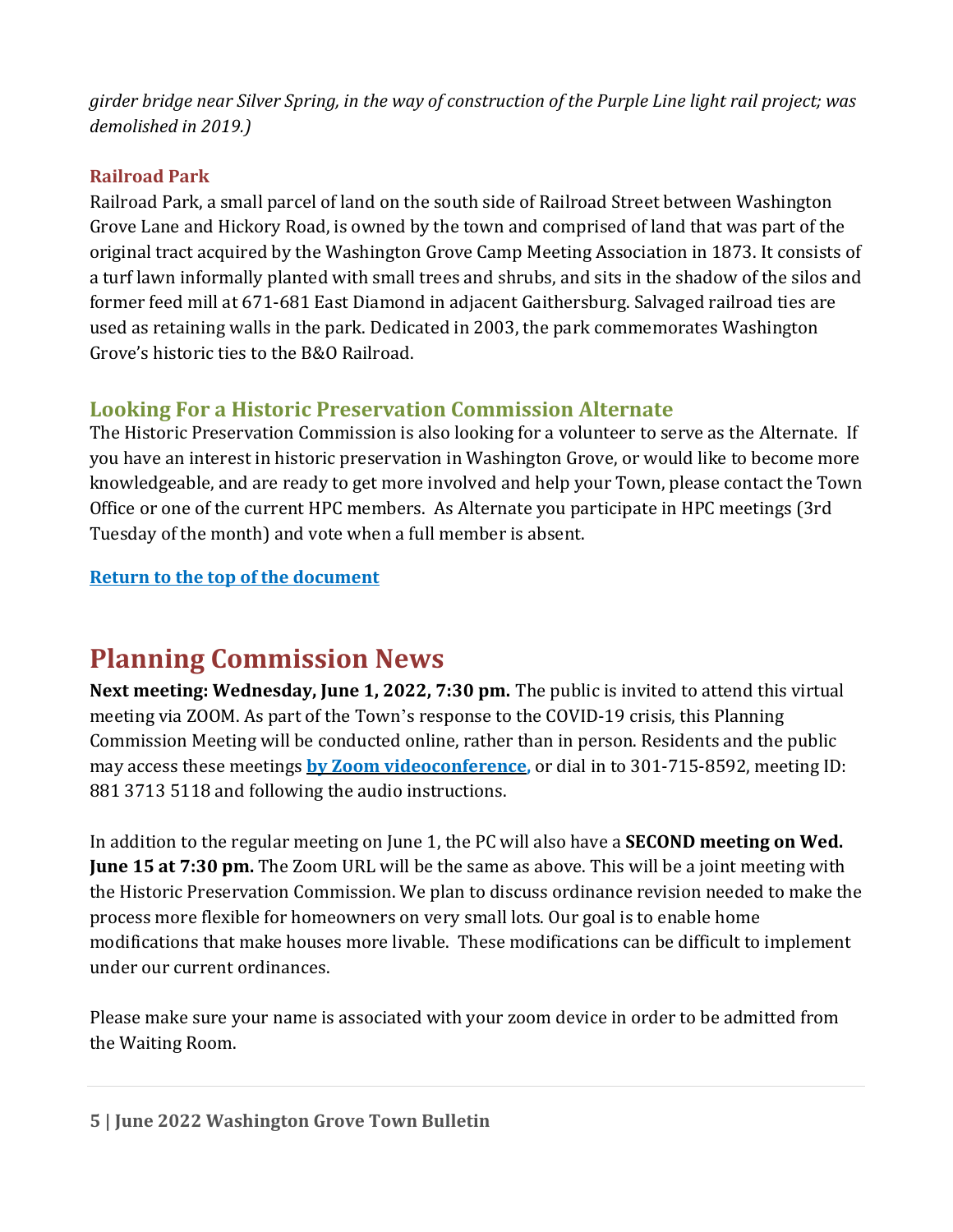*girder bridge near Silver Spring, in the way of construction of the Purple Line light rail project; was demolished in 2019.)*

### Railroad Park

Railroad Park, a small parcel of land on the south side of Railroad Street between Washington Grove Lane and Hickory Road, is owned by the town and comprised of land that was part of the original tract acquired by the Washington Grove Camp Meeting Association in 1873. It consists of a turf lawn informally planted with small trees and shrubs, and sits in the shadow of the silos and former feed mill at 671-681 East Diamond in adjacent Gaithersburg. Salvaged railroad ties are used as retaining walls in the park. Dedicated in 2003, the park commemorates Washington Grove's historic ties to the B&O Railroad.

## Looking For a Historic Preservation Commission Alternate

The Historic Preservation Commission is also looking for a volunteer to serve as the Alternate. If you have an interest in historic preservation in Washington Grove, or would like to become more knowledgeable, and are ready to get more involved and help your Town, please contact the Town Office or one of the current HPC members. As Alternate you participate in HPC meetings (3rd Tuesday of the month) and vote when a full member is absent.

**Return to the top of the document**

# Planning Commission News

**Next meeting: Wednesday, June 1, 2022, 7:30 pm.** The public is invited to attend this virtual meeting via ZOOM. As part of the Town's response to the COVID-19 crisis, this Planning Commission Meeting will be conducted online, rather than in person. Residents and the public may access these meetings **by Zoom videoconference,** or dial in to 301-715-8592, meeting ID: 881 3713 5118 and following the audio instructions.

In addition to the regular meeting on June 1, the PC will also have a **SECOND meeting on Wed. June 15 at 7:30 pm.** The Zoom URL will be the same as above. This will be a joint meeting with the Historic Preservation Commission. We plan to discuss ordinance revision needed to make the process more flexible for homeowners on very small lots. Our goal is to enable home modifications that make houses more livable. These modifications can be difficult to implement under our current ordinances.

Please make sure your name is associated with your zoom device in order to be admitted from the Waiting Room.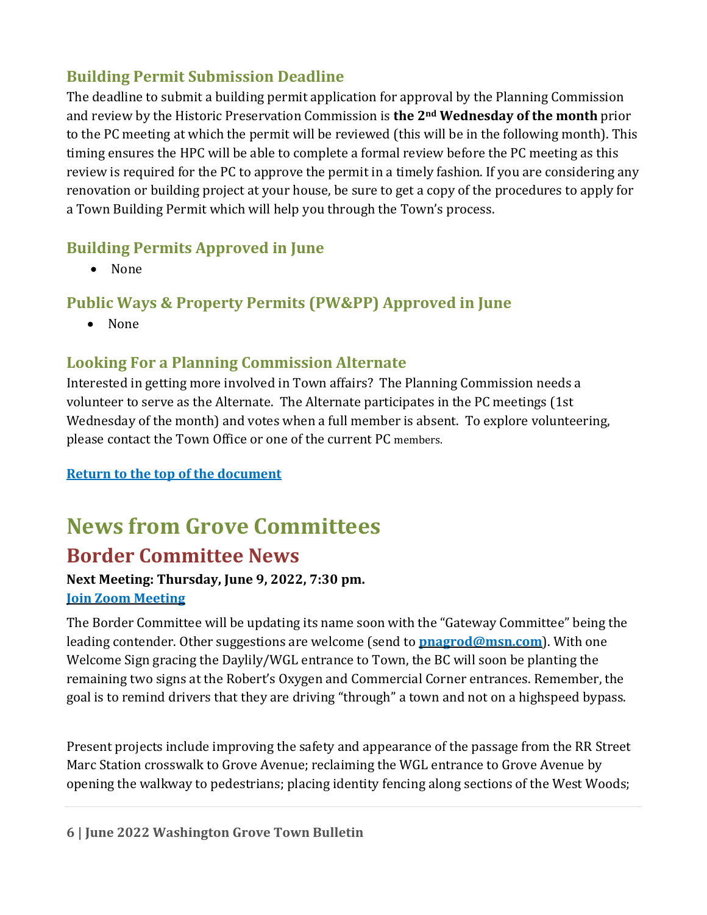### Building Permit Submission Deadline

The deadline to submit a building permit application for approval by the Planning Commission and review by the Historic Preservation Commission is **the 2nd Wednesday of the month** prior to the PC meeting at which the permit will be reviewed (this will be in the following month). This timing ensures the HPC will be able to complete a formal review before the PC meeting as this review is required for the PC to approve the permit in a timely fashion. If you are considering any renovation or building project at your house, be sure to get a copy of the procedures to apply for a Town Building Permit which will help you through the Town's process.

### Building Permits Approved in June

- None

### Public Ways & Property Permits (PW&PP) Approved in June

- None

### Looking For a Planning Commission Alternate

Interested in getting more involved in Town affairs? The Planning Commission needs a volunteer to serve as the Alternate. The Alternate participates in the PC meetings (1st Wednesday of the month) and votes when a full member is absent. To explore volunteering, please contact the Town Office or one of the current PC members.

**Return to the top of the document**

# News from Grove Committees

## Border Committee News

**Next Meeting: Thursday, June 9, 2022, 7:30 pm.**
**Join Zoom Meeting**

The Border Committee will be updating its name soon with the "Gateway Committee" being the leading contender. Other suggestions are welcome (send to **pnagrod@msn.com**). With one Welcome Sign gracing the Daylily/WGL entrance to Town, the BC will soon be planting the remaining two signs at the Robert's Oxygen and Commercial Corner entrances. Remember, the goal is to remind drivers that they are driving "through" a town and not on a highspeed bypass.

Present projects include improving the safety and appearance of the passage from the RR Street Marc Station crosswalk to Grove Avenue; reclaiming the WGL entrance to Grove Avenue by opening the walkway to pedestrians; placing identity fencing along sections of the West Woods;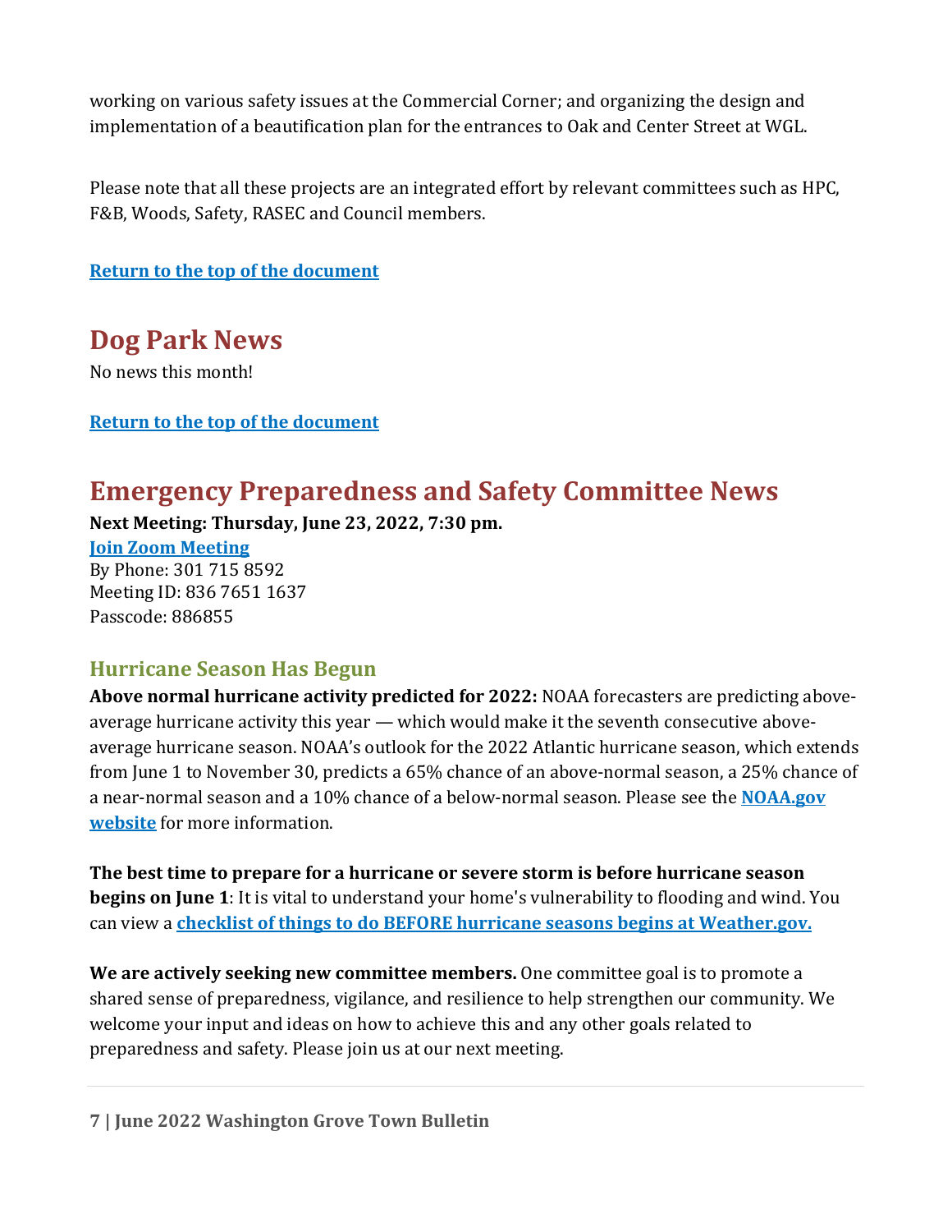working on various safety issues at the Commercial Corner; and organizing the design and implementation of a beautification plan for the entrances to Oak and Center Street at WGL.

Please note that all these projects are an integrated effort by relevant committees such as HPC, F&B, Woods, Safety, RASEC and Council members.

**Return to the top of the document**

## Dog Park News

No news this month!

**Return to the top of the document**

## Emergency Preparedness and Safety Committee News

**Next Meeting: Thursday, June 23, 2022, 7:30 pm.**
**Join Zoom Meeting**
By Phone: 301 715 8592
Meeting ID: 836 7651 1637
Passcode: 886855

### Hurricane Season Has Begun

**Above normal hurricane activity predicted for 2022:** NOAA forecasters are predicting above-average hurricane activity this year — which would make it the seventh consecutive above-average hurricane season. NOAA's outlook for the 2022 Atlantic hurricane season, which extends from June 1 to November 30, predicts a 65% chance of an above-normal season, a 25% chance of a near-normal season and a 10% chance of a below-normal season. Please see the **NOAA.gov website** for more information.

**The best time to prepare for a hurricane or severe storm is before hurricane season begins on June 1**: It is vital to understand your home's vulnerability to flooding and wind. You can view a **checklist of things to do BEFORE hurricane seasons begins at Weather.gov.**

**We are actively seeking new committee members.** One committee goal is to promote a shared sense of preparedness, vigilance, and resilience to help strengthen our community. We welcome your input and ideas on how to achieve this and any other goals related to preparedness and safety. Please join us at our next meeting.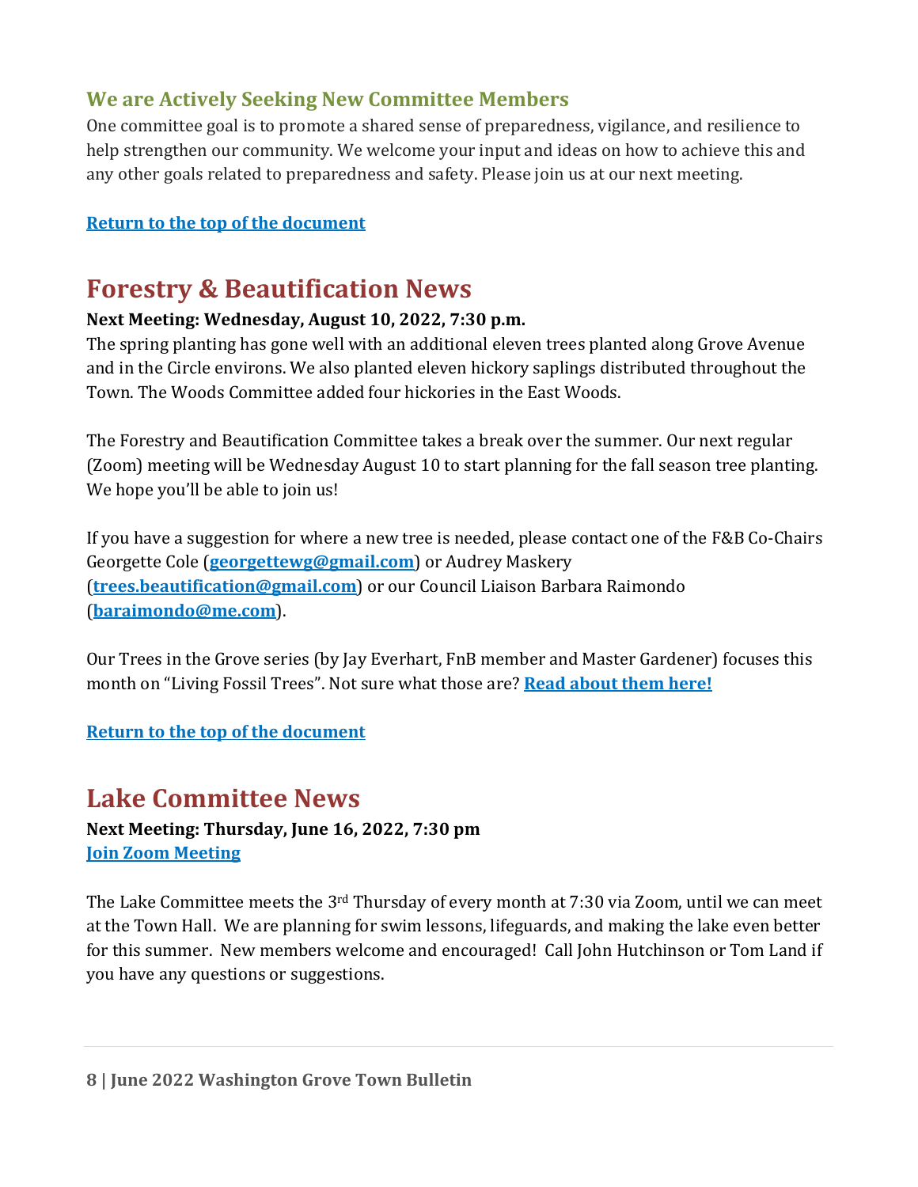### We are Actively Seeking New Committee Members

One committee goal is to promote a shared sense of preparedness, vigilance, and resilience to help strengthen our community. We welcome your input and ideas on how to achieve this and any other goals related to preparedness and safety. Please join us at our next meeting.

[Return to the top of the document]

## Forestry & Beautification News

**Next Meeting: Wednesday, August 10, 2022, 7:30 p.m.**

The spring planting has gone well with an additional eleven trees planted along Grove Avenue and in the Circle environs. We also planted eleven hickory saplings distributed throughout the Town. The Woods Committee added four hickories in the East Woods.

The Forestry and Beautification Committee takes a break over the summer. Our next regular (Zoom) meeting will be Wednesday August 10 to start planning for the fall season tree planting. We hope you'll be able to join us!

If you have a suggestion for where a new tree is needed, please contact one of the F&B Co-Chairs Georgette Cole (**georgettewg@gmail.com**) or Audrey Maskery (**trees.beautification@gmail.com**) or our Council Liaison Barbara Raimondo (**baraimondo@me.com**).

Our Trees in the Grove series (by Jay Everhart, FnB member and Master Gardener) focuses this month on "Living Fossil Trees". Not sure what those are? **Read about them here!**

[Return to the top of the document]

## Lake Committee News

**Next Meeting: Thursday, June 16, 2022, 7:30 pm**
**Join Zoom Meeting**

The Lake Committee meets the 3rd Thursday of every month at 7:30 via Zoom, until we can meet at the Town Hall. We are planning for swim lessons, lifeguards, and making the lake even better for this summer. New members welcome and encouraged! Call John Hutchinson or Tom Land if you have any questions or suggestions.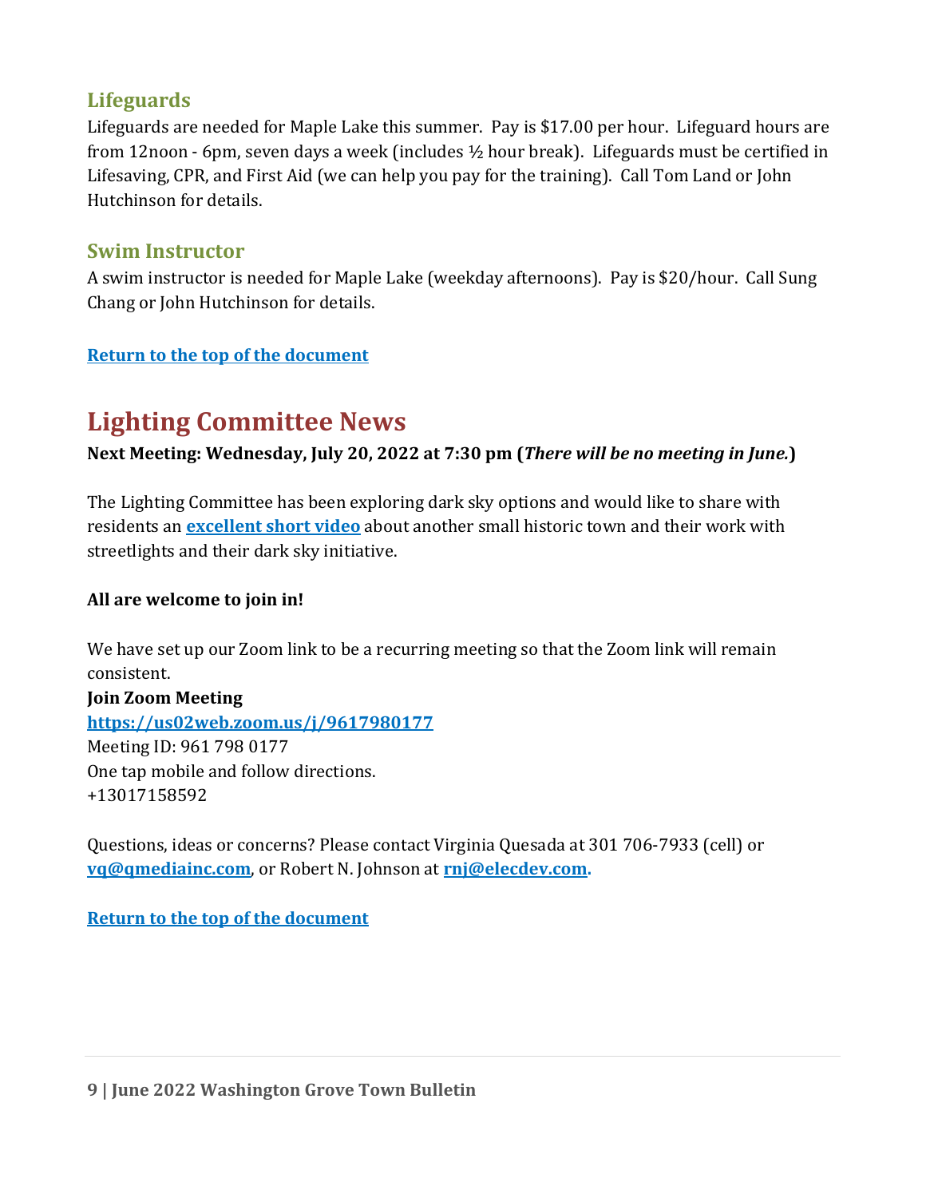### Lifeguards

Lifeguards are needed for Maple Lake this summer. Pay is $17.00 per hour. Lifeguard hours are from 12noon - 6pm, seven days a week (includes ½ hour break). Lifeguards must be certified in Lifesaving, CPR, and First Aid (we can help you pay for the training). Call Tom Land or John Hutchinson for details.

### Swim Instructor

A swim instructor is needed for Maple Lake (weekday afternoons). Pay is $20/hour. Call Sung Chang or John Hutchinson for details.

[Return to the top of the document]

## Lighting Committee News

**Next Meeting: Wednesday, July 20, 2022 at 7:30 pm (*There will be no meeting in June.*)**

The Lighting Committee has been exploring dark sky options and would like to share with residents an [excellent short video] about another small historic town and their work with streetlights and their dark sky initiative.

**All are welcome to join in!**

We have set up our Zoom link to be a recurring meeting so that the Zoom link will remain consistent.
**Join Zoom Meeting**
https://us02web.zoom.us/j/9617980177
Meeting ID: 961 798 0177
One tap mobile and follow directions.
+13017158592

Questions, ideas or concerns? Please contact Virginia Quesada at 301 706-7933 (cell) or vq@qmediainc.com, or Robert N. Johnson at rnj@elecdev.com.

[Return to the top of the document]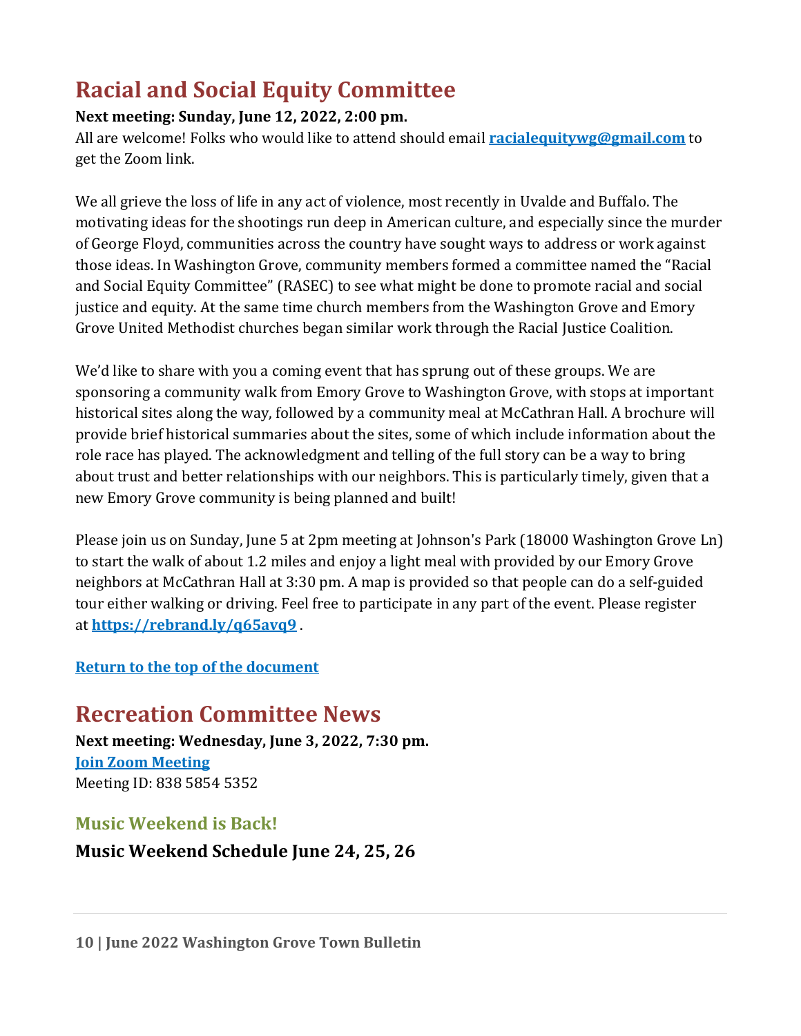## Racial and Social Equity Committee

**Next meeting: Sunday, June 12, 2022, 2:00 pm.**
All are welcome! Folks who would like to attend should email **racialequitywg@gmail.com** to get the Zoom link.

We all grieve the loss of life in any act of violence, most recently in Uvalde and Buffalo. The motivating ideas for the shootings run deep in American culture, and especially since the murder of George Floyd, communities across the country have sought ways to address or work against those ideas. In Washington Grove, community members formed a committee named the "Racial and Social Equity Committee" (RASEC) to see what might be done to promote racial and social justice and equity. At the same time church members from the Washington Grove and Emory Grove United Methodist churches began similar work through the Racial Justice Coalition.

We'd like to share with you a coming event that has sprung out of these groups. We are sponsoring a community walk from Emory Grove to Washington Grove, with stops at important historical sites along the way, followed by a community meal at McCathran Hall. A brochure will provide brief historical summaries about the sites, some of which include information about the role race has played. The acknowledgment and telling of the full story can be a way to bring about trust and better relationships with our neighbors. This is particularly timely, given that a new Emory Grove community is being planned and built!

Please join us on Sunday, June 5 at 2pm meeting at Johnson's Park (18000 Washington Grove Ln) to start the walk of about 1.2 miles and enjoy a light meal with provided by our Emory Grove neighbors at McCathran Hall at 3:30 pm. A map is provided so that people can do a self-guided tour either walking or driving. Feel free to participate in any part of the event. Please register at **https://rebrand.ly/q65avq9** .

**Return to the top of the document**

## Recreation Committee News

**Next meeting: Wednesday, June 3, 2022, 7:30 pm.**
**Join Zoom Meeting**
Meeting ID: 838 5854 5352

### Music Weekend is Back!

**Music Weekend Schedule June 24, 25, 26**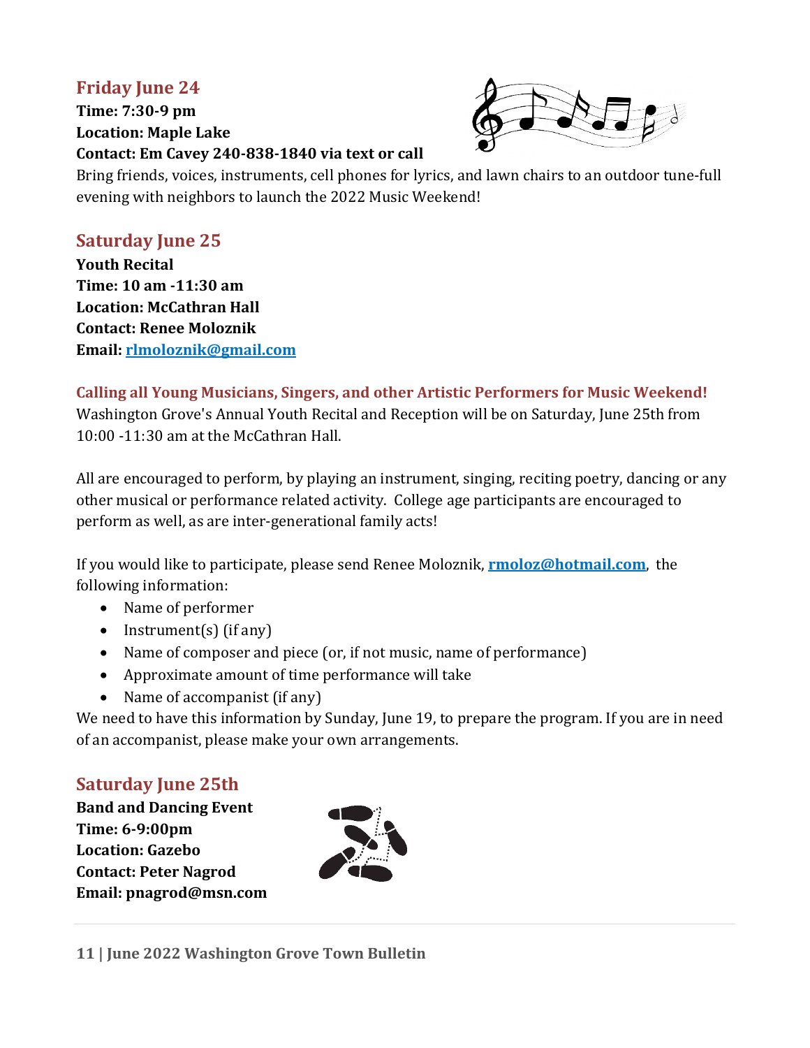## Friday June 24

**Time: 7:30-9 pm**
**Location: Maple Lake**
**Contact: Em Cavey 240-838-1840 via text or call**

Bring friends, voices, instruments, cell phones for lyrics, and lawn chairs to an outdoor tune-full evening with neighbors to launch the 2022 Music Weekend!

## Saturday June 25

**Youth Recital**
**Time: 10 am -11:30 am**
**Location: McCathran Hall**
**Contact: Renee Moloznik**
**Email: rlmoloznik@gmail.com**

### Calling all Young Musicians, Singers, and other Artistic Performers for Music Weekend!

Washington Grove's Annual Youth Recital and Reception will be on Saturday, June 25th from 10:00 -11:30 am at the McCathran Hall.

All are encouraged to perform, by playing an instrument, singing, reciting poetry, dancing or any other musical or performance related activity. College age participants are encouraged to perform as well, as are inter-generational family acts!

If you would like to participate, please send Renee Moloznik, **rmoloz@hotmail.com**, the following information:

- Name of performer
- Instrument(s) (if any)
- Name of composer and piece (or, if not music, name of performance)
- Approximate amount of time performance will take
- Name of accompanist (if any)

We need to have this information by Sunday, June 19, to prepare the program. If you are in need of an accompanist, please make your own arrangements.

## Saturday June 25th

**Band and Dancing Event**
**Time: 6-9:00pm**
**Location: Gazebo**
**Contact: Peter Nagrod**
**Email: pnagrod@msn.com**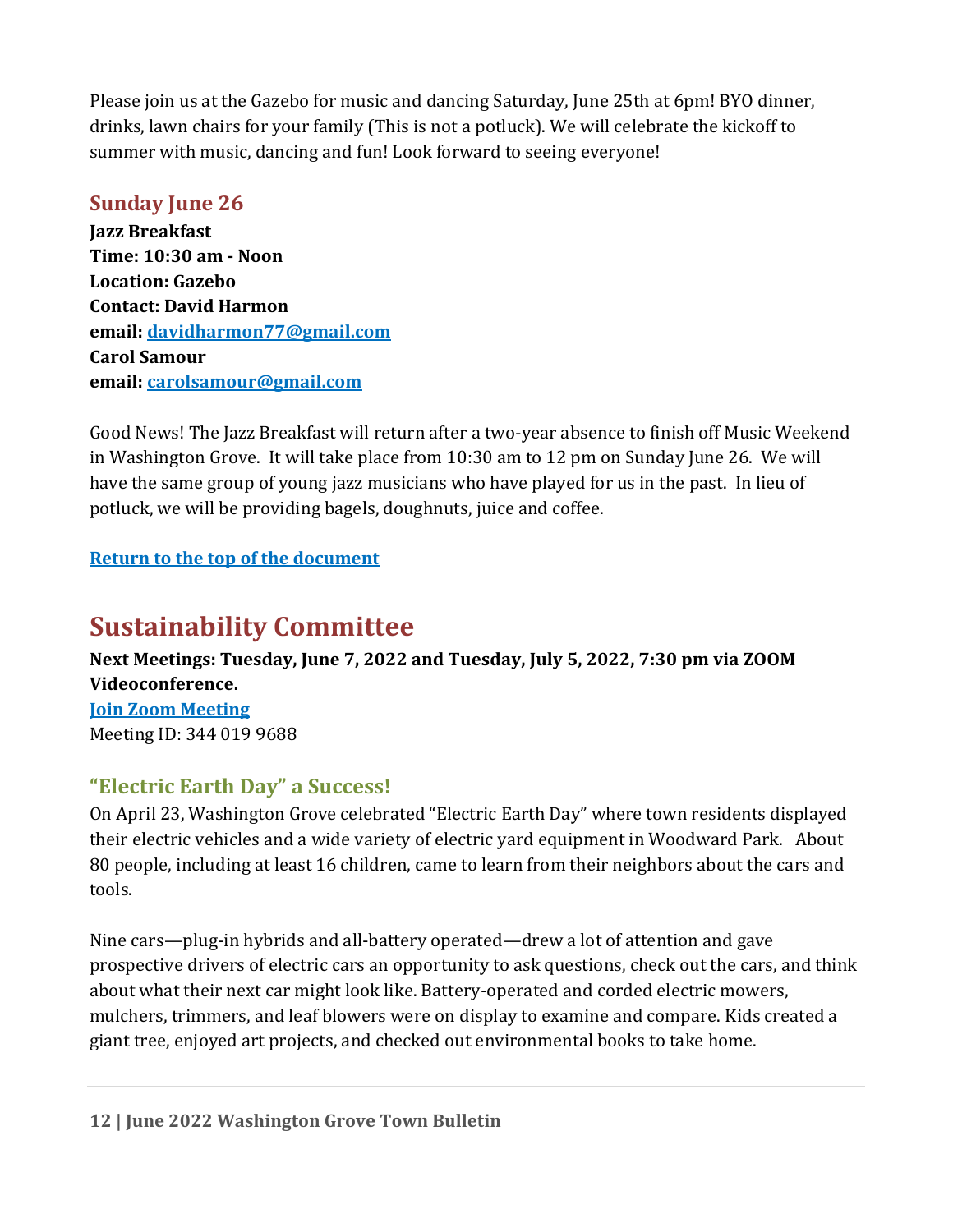Please join us at the Gazebo for music and dancing Saturday, June 25th at 6pm! BYO dinner, drinks, lawn chairs for your family (This is not a potluck). We will celebrate the kickoff to summer with music, dancing and fun! Look forward to seeing everyone!

### Sunday June 26

**Jazz Breakfast**
**Time: 10:30 am - Noon**
**Location: Gazebo**
**Contact: David Harmon**
**email: [davidharmon77@gmail.com](mailto:davidharmon77@gmail.com)**
**Carol Samour**
**email: [carolsamour@gmail.com](mailto:carolsamour@gmail.com)**

Good News! The Jazz Breakfast will return after a two-year absence to finish off Music Weekend in Washington Grove. It will take place from 10:30 am to 12 pm on Sunday June 26. We will have the same group of young jazz musicians who have played for us in the past. In lieu of potluck, we will be providing bagels, doughnuts, juice and coffee.

**Return to the top of the document**

## Sustainability Committee

**Next Meetings: Tuesday, June 7, 2022 and Tuesday, July 5, 2022, 7:30 pm via ZOOM Videoconference.**
**Join Zoom Meeting**
Meeting ID: 344 019 9688

### "Electric Earth Day" a Success!

On April 23, Washington Grove celebrated "Electric Earth Day" where town residents displayed their electric vehicles and a wide variety of electric yard equipment in Woodward Park. About 80 people, including at least 16 children, came to learn from their neighbors about the cars and tools.

Nine cars—plug-in hybrids and all-battery operated—drew a lot of attention and gave prospective drivers of electric cars an opportunity to ask questions, check out the cars, and think about what their next car might look like. Battery-operated and corded electric mowers, mulchers, trimmers, and leaf blowers were on display to examine and compare. Kids created a giant tree, enjoyed art projects, and checked out environmental books to take home.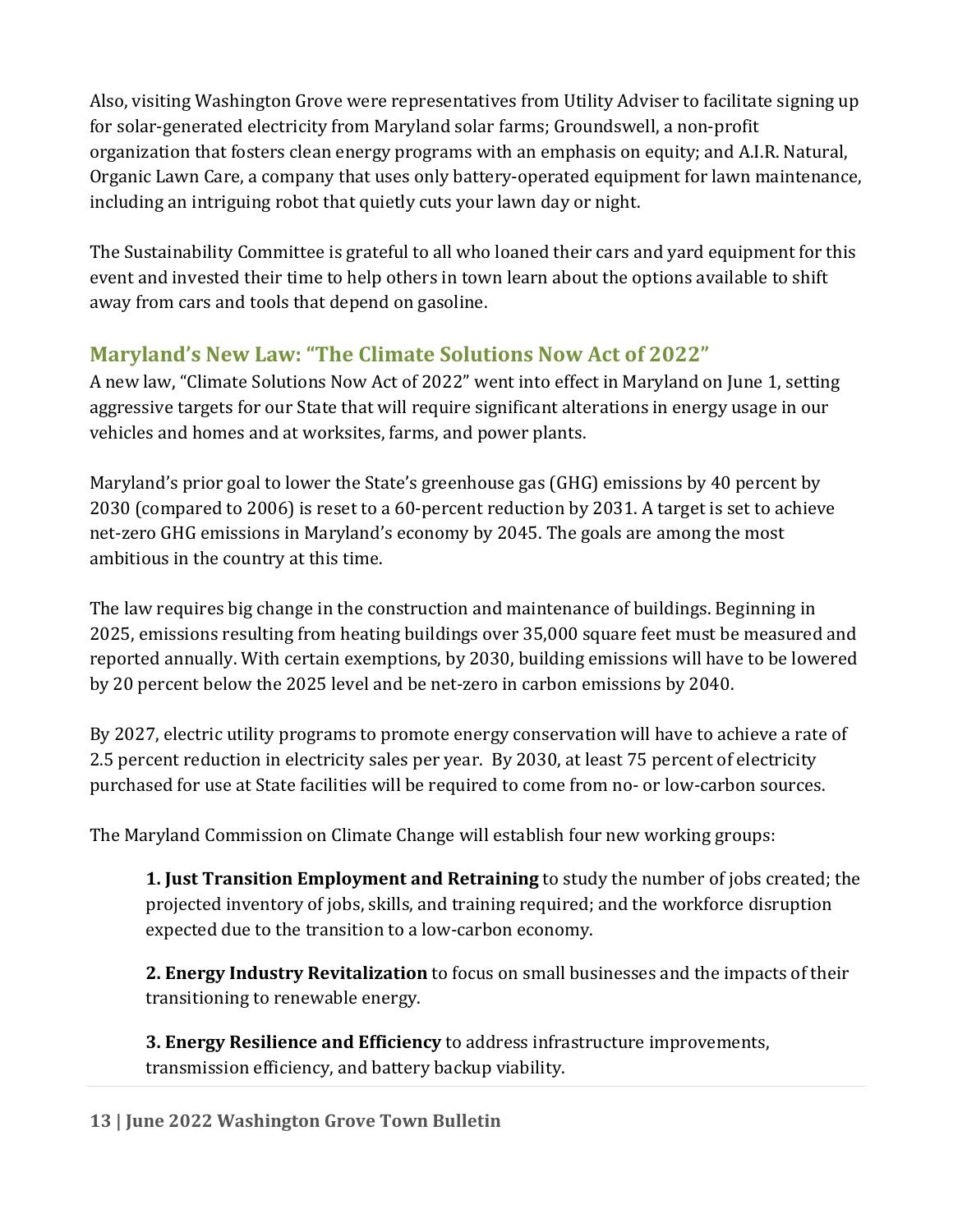Also, visiting Washington Grove were representatives from Utility Adviser to facilitate signing up for solar-generated electricity from Maryland solar farms; Groundswell, a non-profit organization that fosters clean energy programs with an emphasis on equity; and A.I.R. Natural, Organic Lawn Care, a company that uses only battery-operated equipment for lawn maintenance, including an intriguing robot that quietly cuts your lawn day or night.

The Sustainability Committee is grateful to all who loaned their cars and yard equipment for this event and invested their time to help others in town learn about the options available to shift away from cars and tools that depend on gasoline.

## Maryland's New Law: "The Climate Solutions Now Act of 2022"

A new law, "Climate Solutions Now Act of 2022" went into effect in Maryland on June 1, setting aggressive targets for our State that will require significant alterations in energy usage in our vehicles and homes and at worksites, farms, and power plants.

Maryland's prior goal to lower the State's greenhouse gas (GHG) emissions by 40 percent by 2030 (compared to 2006) is reset to a 60-percent reduction by 2031. A target is set to achieve net-zero GHG emissions in Maryland's economy by 2045. The goals are among the most ambitious in the country at this time.

The law requires big change in the construction and maintenance of buildings. Beginning in 2025, emissions resulting from heating buildings over 35,000 square feet must be measured and reported annually. With certain exemptions, by 2030, building emissions will have to be lowered by 20 percent below the 2025 level and be net-zero in carbon emissions by 2040.

By 2027, electric utility programs to promote energy conservation will have to achieve a rate of 2.5 percent reduction in electricity sales per year. By 2030, at least 75 percent of electricity purchased for use at State facilities will be required to come from no- or low-carbon sources.

The Maryland Commission on Climate Change will establish four new working groups:

> **1. Just Transition Employment and Retraining** to study the number of jobs created; the projected inventory of jobs, skills, and training required; and the workforce disruption expected due to the transition to a low-carbon economy.
>
> **2. Energy Industry Revitalization** to focus on small businesses and the impacts of their transitioning to renewable energy.
>
> **3. Energy Resilience and Efficiency** to address infrastructure improvements, transmission efficiency, and battery backup viability.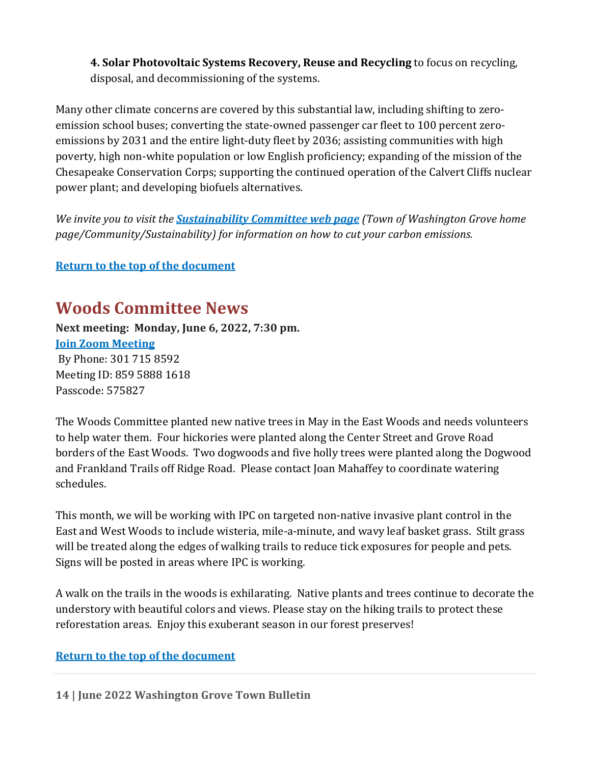**4. Solar Photovoltaic Systems Recovery, Reuse and Recycling** to focus on recycling, disposal, and decommissioning of the systems.

Many other climate concerns are covered by this substantial law, including shifting to zero-emission school buses; converting the state-owned passenger car fleet to 100 percent zero-emissions by 2031 and the entire light-duty fleet by 2036; assisting communities with high poverty, high non-white population or low English proficiency; expanding of the mission of the Chesapeake Conservation Corps; supporting the continued operation of the Calvert Cliffs nuclear power plant; and developing biofuels alternatives.

*We invite you to visit the **Sustainability Committee web page** (Town of Washington Grove home page/Community/Sustainability) for information on how to cut your carbon emissions.*

**Return to the top of the document**

## Woods Committee News

**Next meeting: Monday, June 6, 2022, 7:30 pm.**
**Join Zoom Meeting**
By Phone: 301 715 8592
Meeting ID: 859 5888 1618
Passcode: 575827

The Woods Committee planted new native trees in May in the East Woods and needs volunteers to help water them. Four hickories were planted along the Center Street and Grove Road borders of the East Woods. Two dogwoods and five holly trees were planted along the Dogwood and Frankland Trails off Ridge Road. Please contact Joan Mahaffey to coordinate watering schedules.

This month, we will be working with IPC on targeted non-native invasive plant control in the East and West Woods to include wisteria, mile-a-minute, and wavy leaf basket grass. Stilt grass will be treated along the edges of walking trails to reduce tick exposures for people and pets. Signs will be posted in areas where IPC is working.

A walk on the trails in the woods is exhilarating. Native plants and trees continue to decorate the understory with beautiful colors and views. Please stay on the hiking trails to protect these reforestation areas. Enjoy this exuberant season in our forest preserves!

**Return to the top of the document**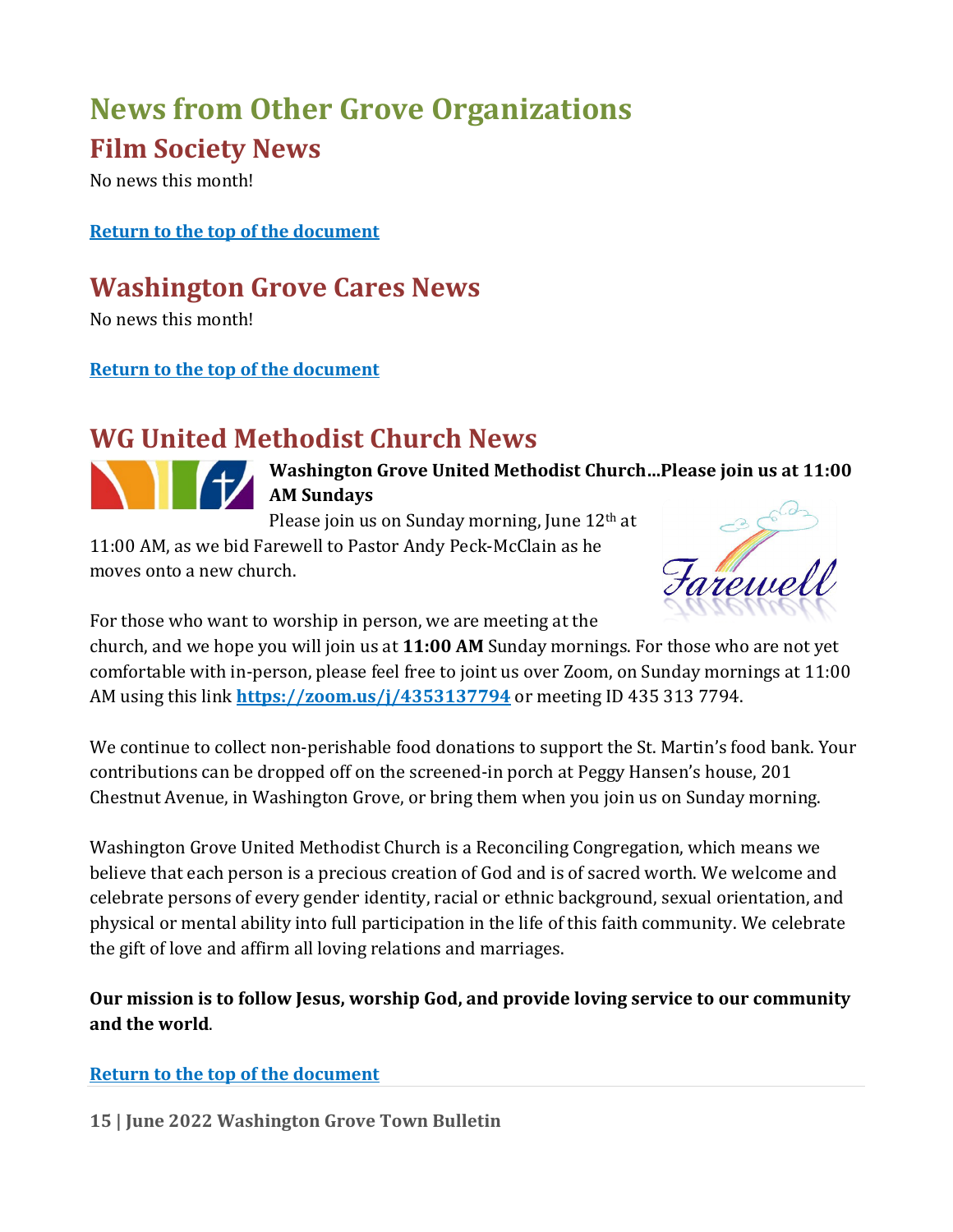# News from Other Grove Organizations

## Film Society News

No news this month!

**[Return to the top of the document]()**

## Washington Grove Cares News

No news this month!

**[Return to the top of the document]()**

## WG United Methodist Church News

**Washington Grove United Methodist Church…Please join us at 11:00 AM Sundays**

Please join us on Sunday morning, June 12th at 11:00 AM, as we bid Farewell to Pastor Andy Peck-McClain as he moves onto a new church.

For those who want to worship in person, we are meeting at the church, and we hope you will join us at **11:00 AM** Sunday mornings. For those who are not yet comfortable with in-person, please feel free to joint us over Zoom, on Sunday mornings at 11:00 AM using this link **[https://zoom.us/j/4353137794](https://zoom.us/j/4353137794)** or meeting ID 435 313 7794.

We continue to collect non-perishable food donations to support the St. Martin's food bank. Your contributions can be dropped off on the screened-in porch at Peggy Hansen's house, 201 Chestnut Avenue, in Washington Grove, or bring them when you join us on Sunday morning.

Washington Grove United Methodist Church is a Reconciling Congregation, which means we believe that each person is a precious creation of God and is of sacred worth. We welcome and celebrate persons of every gender identity, racial or ethnic background, sexual orientation, and physical or mental ability into full participation in the life of this faith community. We celebrate the gift of love and affirm all loving relations and marriages.

**Our mission is to follow Jesus, worship God, and provide loving service to our community and the world**.

**[Return to the top of the document]()**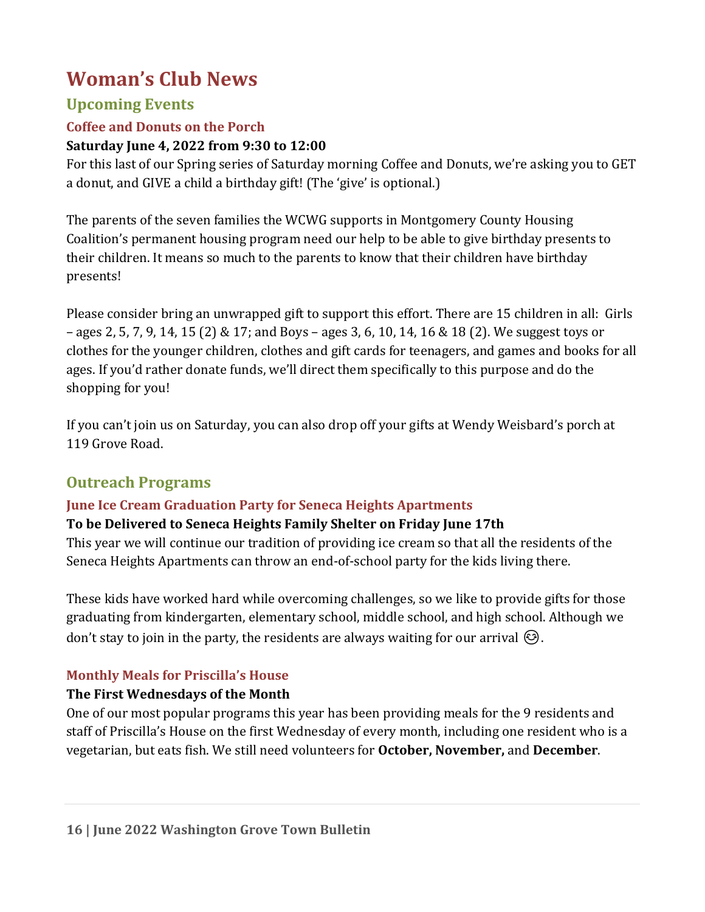# Woman's Club News

## Upcoming Events

### Coffee and Donuts on the Porch

**Saturday June 4, 2022 from 9:30 to 12:00**

For this last of our Spring series of Saturday morning Coffee and Donuts, we're asking you to GET a donut, and GIVE a child a birthday gift! (The 'give' is optional.)

The parents of the seven families the WCWG supports in Montgomery County Housing Coalition's permanent housing program need our help to be able to give birthday presents to their children. It means so much to the parents to know that their children have birthday presents!

Please consider bring an unwrapped gift to support this effort. There are 15 children in all: Girls – ages 2, 5, 7, 9, 14, 15 (2) & 17; and Boys – ages 3, 6, 10, 14, 16 & 18 (2). We suggest toys or clothes for the younger children, clothes and gift cards for teenagers, and games and books for all ages. If you'd rather donate funds, we'll direct them specifically to this purpose and do the shopping for you!

If you can't join us on Saturday, you can also drop off your gifts at Wendy Weisbard's porch at 119 Grove Road.

## Outreach Programs

### June Ice Cream Graduation Party for Seneca Heights Apartments

**To be Delivered to Seneca Heights Family Shelter on Friday June 17th**

This year we will continue our tradition of providing ice cream so that all the residents of the Seneca Heights Apartments can throw an end-of-school party for the kids living there.

These kids have worked hard while overcoming challenges, so we like to provide gifts for those graduating from kindergarten, elementary school, middle school, and high school. Although we don't stay to join in the party, the residents are always waiting for our arrival 😊.

### Monthly Meals for Priscilla's House

**The First Wednesdays of the Month**

One of our most popular programs this year has been providing meals for the 9 residents and staff of Priscilla's House on the first Wednesday of every month, including one resident who is a vegetarian, but eats fish. We still need volunteers for **October, November,** and **December**.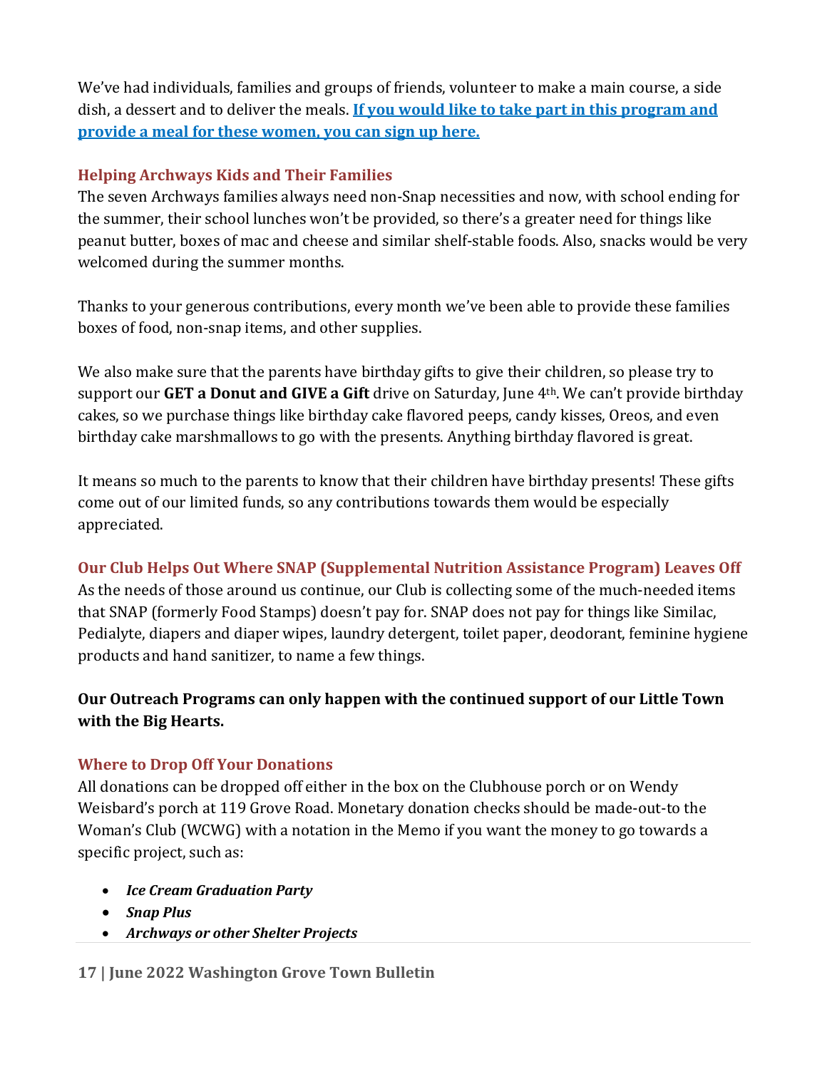We've had individuals, families and groups of friends, volunteer to make a main course, a side dish, a dessert and to deliver the meals. **If you would like to take part in this program and provide a meal for these women, you can sign up here.**

### Helping Archways Kids and Their Families

The seven Archways families always need non-Snap necessities and now, with school ending for the summer, their school lunches won't be provided, so there's a greater need for things like peanut butter, boxes of mac and cheese and similar shelf-stable foods. Also, snacks would be very welcomed during the summer months.

Thanks to your generous contributions, every month we've been able to provide these families boxes of food, non-snap items, and other supplies.

We also make sure that the parents have birthday gifts to give their children, so please try to support our **GET a Donut and GIVE a Gift** drive on Saturday, June 4th. We can't provide birthday cakes, so we purchase things like birthday cake flavored peeps, candy kisses, Oreos, and even birthday cake marshmallows to go with the presents. Anything birthday flavored is great.

It means so much to the parents to know that their children have birthday presents! These gifts come out of our limited funds, so any contributions towards them would be especially appreciated.

### Our Club Helps Out Where SNAP (Supplemental Nutrition Assistance Program) Leaves Off

As the needs of those around us continue, our Club is collecting some of the much-needed items that SNAP (formerly Food Stamps) doesn't pay for. SNAP does not pay for things like Similac, Pedialyte, diapers and diaper wipes, laundry detergent, toilet paper, deodorant, feminine hygiene products and hand sanitizer, to name a few things.

**Our Outreach Programs can only happen with the continued support of our Little Town with the Big Hearts.**

### Where to Drop Off Your Donations

All donations can be dropped off either in the box on the Clubhouse porch or on Wendy Weisbard's porch at 119 Grove Road. Monetary donation checks should be made-out-to the Woman's Club (WCWG) with a notation in the Memo if you want the money to go towards a specific project, such as:

- ***Ice Cream Graduation Party***
- ***Snap Plus***
- ***Archways or other Shelter Projects***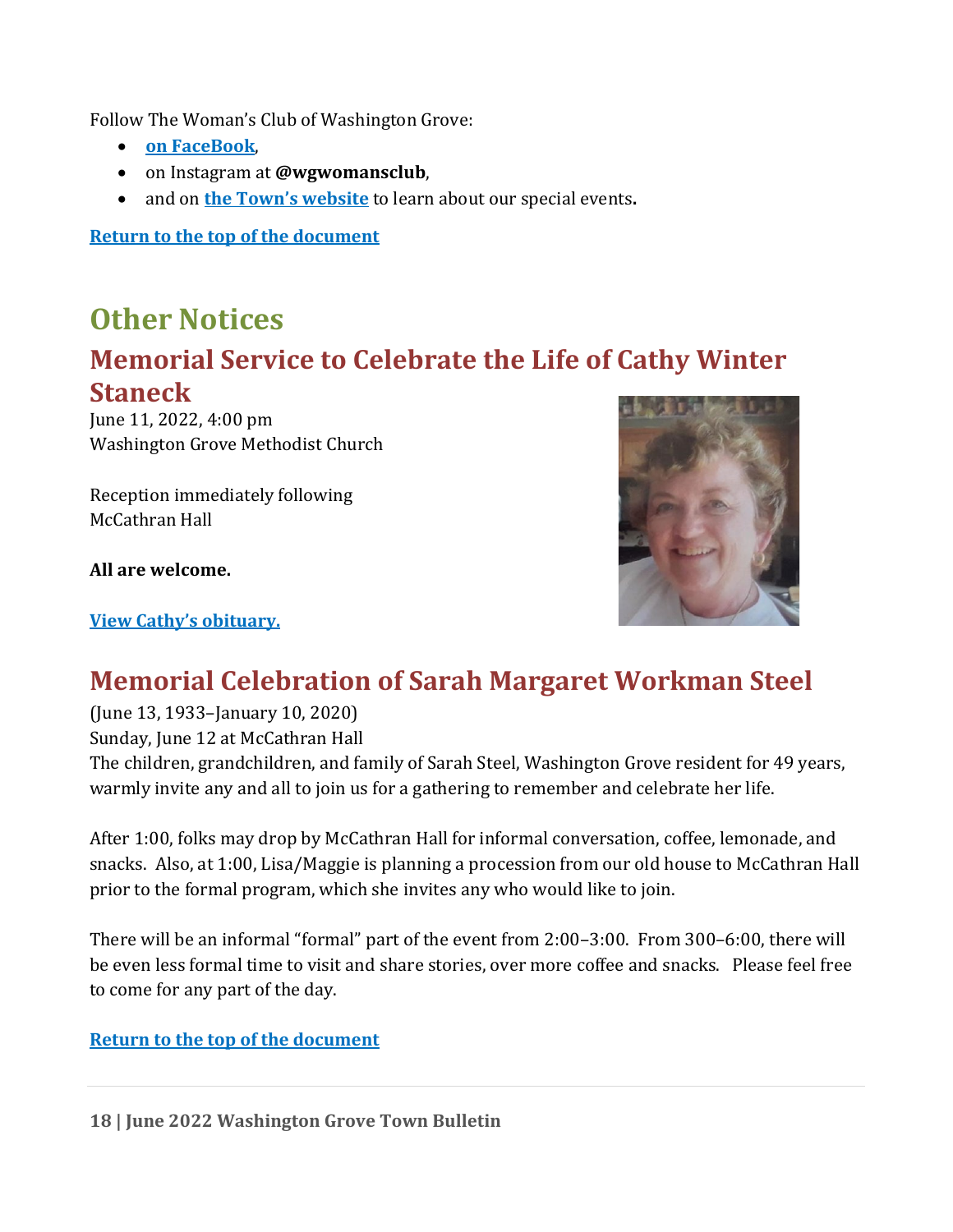Follow The Woman's Club of Washington Grove:

- **on FaceBook**,
- on Instagram at **@wgwomansclub**,
- and on **the Town's website** to learn about our special events**.**

**Return to the top of the document**

# Other Notices

## Memorial Service to Celebrate the Life of Cathy Winter Staneck

June 11, 2022, 4:00 pm
Washington Grove Methodist Church

Reception immediately following
McCathran Hall

**All are welcome.**

**View Cathy's obituary.**

## Memorial Celebration of Sarah Margaret Workman Steel

(June 13, 1933–January 10, 2020)
Sunday, June 12 at McCathran Hall
The children, grandchildren, and family of Sarah Steel, Washington Grove resident for 49 years, warmly invite any and all to join us for a gathering to remember and celebrate her life.

After 1:00, folks may drop by McCathran Hall for informal conversation, coffee, lemonade, and snacks. Also, at 1:00, Lisa/Maggie is planning a procession from our old house to McCathran Hall prior to the formal program, which she invites any who would like to join.

There will be an informal "formal" part of the event from 2:00–3:00. From 300–6:00, there will be even less formal time to visit and share stories, over more coffee and snacks. Please feel free to come for any part of the day.

**Return to the top of the document**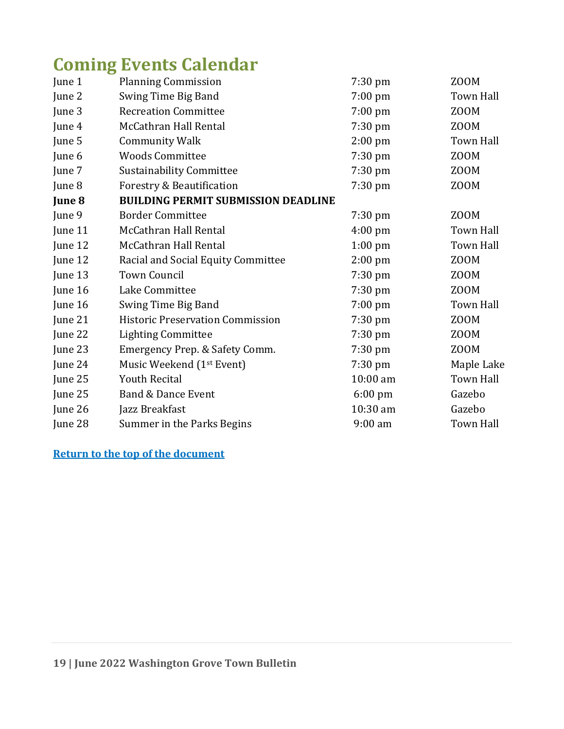# Coming Events Calendar

| | | | |
|---|---|---|---|
| June 1 | Planning Commission | 7:30 pm | ZOOM |
| June 2 | Swing Time Big Band | 7:00 pm | Town Hall |
| June 3 | Recreation Committee | 7:00 pm | ZOOM |
| June 4 | McCathran Hall Rental | 7:30 pm | ZOOM |
| June 5 | Community Walk | 2:00 pm | Town Hall |
| June 6 | Woods Committee | 7:30 pm | ZOOM |
| June 7 | Sustainability Committee | 7:30 pm | ZOOM |
| June 8 | Forestry & Beautification | 7:30 pm | ZOOM |
| **June 8** | **BUILDING PERMIT SUBMISSION DEADLINE** | | |
| June 9 | Border Committee | 7:30 pm | ZOOM |
| June 11 | McCathran Hall Rental | 4:00 pm | Town Hall |
| June 12 | McCathran Hall Rental | 1:00 pm | Town Hall |
| June 12 | Racial and Social Equity Committee | 2:00 pm | ZOOM |
| June 13 | Town Council | 7:30 pm | ZOOM |
| June 16 | Lake Committee | 7:30 pm | ZOOM |
| June 16 | Swing Time Big Band | 7:00 pm | Town Hall |
| June 21 | Historic Preservation Commission | 7:30 pm | ZOOM |
| June 22 | Lighting Committee | 7:30 pm | ZOOM |
| June 23 | Emergency Prep. & Safety Comm. | 7:30 pm | ZOOM |
| June 24 | Music Weekend (1st Event) | 7:30 pm | Maple Lake |
| June 25 | Youth Recital | 10:00 am | Town Hall |
| June 25 | Band & Dance Event | 6:00 pm | Gazebo |
| June 26 | Jazz Breakfast | 10:30 am | Gazebo |
| June 28 | Summer in the Parks Begins | 9:00 am | Town Hall |

[Return to the top of the document]()